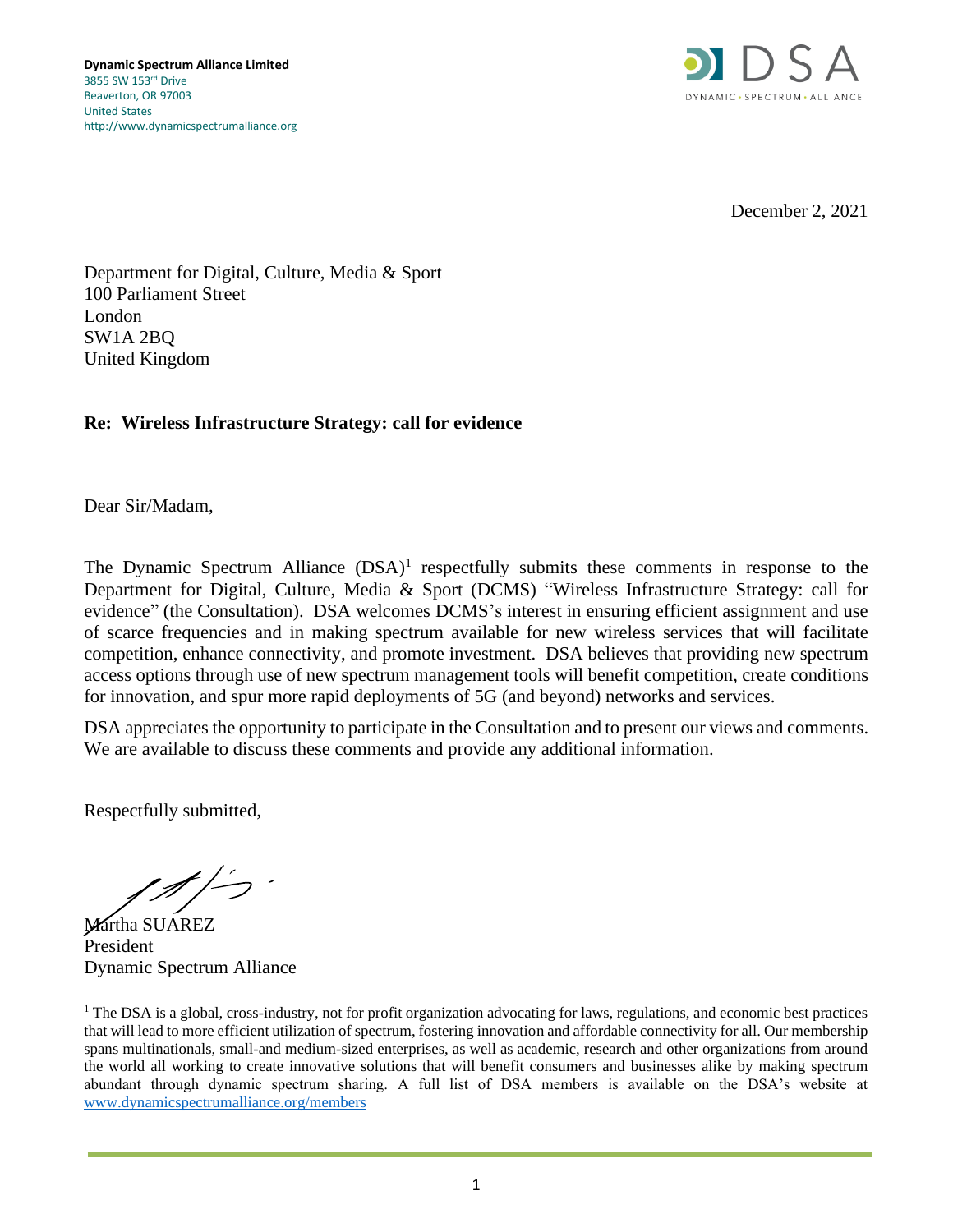**Dynamic Spectrum Alliance Limited**
3855 SW 153[rd] Drive
Beaverton, OR 97003
United States
http://www.dynamicspectrumalliance.org

DSA
DYNAMIC • SPECTRUM • ALLIANCE

December 2, 2021

Department for Digital, Culture, Media & Sport
100 Parliament Street
London
SW1A 2BQ
United Kingdom

**Re: Wireless Infrastructure Strategy: call for evidence**

Dear Sir/Madam,

The Dynamic Spectrum Alliance (DSA)[1] respectfully submits these comments in response to the Department for Digital, Culture, Media & Sport (DCMS) "Wireless Infrastructure Strategy: call for evidence" (the Consultation). DSA welcomes DCMS's interest in ensuring efficient assignment and use of scarce frequencies and in making spectrum available for new wireless services that will facilitate competition, enhance connectivity, and promote investment. DSA believes that providing new spectrum access options through use of new spectrum management tools will benefit competition, create conditions for innovation, and spur more rapid deployments of 5G (and beyond) networks and services.

DSA appreciates the opportunity to participate in the Consultation and to present our views and comments. We are available to discuss these comments and provide any additional information.

Respectfully submitted,

Martha SUAREZ
President
Dynamic Spectrum Alliance

[1] The DSA is a global, cross-industry, not for profit organization advocating for laws, regulations, and economic best practices that will lead to more efficient utilization of spectrum, fostering innovation and affordable connectivity for all. Our membership spans multinationals, small-and medium-sized enterprises, as well as academic, research and other organizations from around the world all working to create innovative solutions that will benefit consumers and businesses alike by making spectrum abundant through dynamic spectrum sharing. A full list of DSA members is available on the DSA's website at www.dynamicspectrumalliance.org/members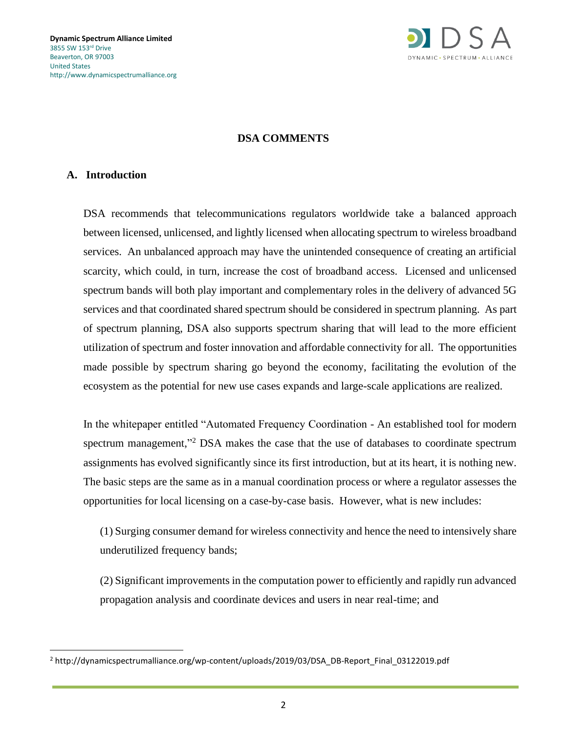## DSA COMMENTS

### A. Introduction

DSA recommends that telecommunications regulators worldwide take a balanced approach between licensed, unlicensed, and lightly licensed when allocating spectrum to wireless broadband services. An unbalanced approach may have the unintended consequence of creating an artificial scarcity, which could, in turn, increase the cost of broadband access. Licensed and unlicensed spectrum bands will both play important and complementary roles in the delivery of advanced 5G services and that coordinated shared spectrum should be considered in spectrum planning. As part of spectrum planning, DSA also supports spectrum sharing that will lead to the more efficient utilization of spectrum and foster innovation and affordable connectivity for all. The opportunities made possible by spectrum sharing go beyond the economy, facilitating the evolution of the ecosystem as the potential for new use cases expands and large-scale applications are realized.

In the whitepaper entitled "Automated Frequency Coordination - An established tool for modern spectrum management,"[2] DSA makes the case that the use of databases to coordinate spectrum assignments has evolved significantly since its first introduction, but at its heart, it is nothing new. The basic steps are the same as in a manual coordination process or where a regulator assesses the opportunities for local licensing on a case-by-case basis. However, what is new includes:

(1) Surging consumer demand for wireless connectivity and hence the need to intensively share underutilized frequency bands;

(2) Significant improvements in the computation power to efficiently and rapidly run advanced propagation analysis and coordinate devices and users in near real-time; and

[2] http://dynamicspectrumalliance.org/wp-content/uploads/2019/03/DSA_DB-Report_Final_03122019.pdf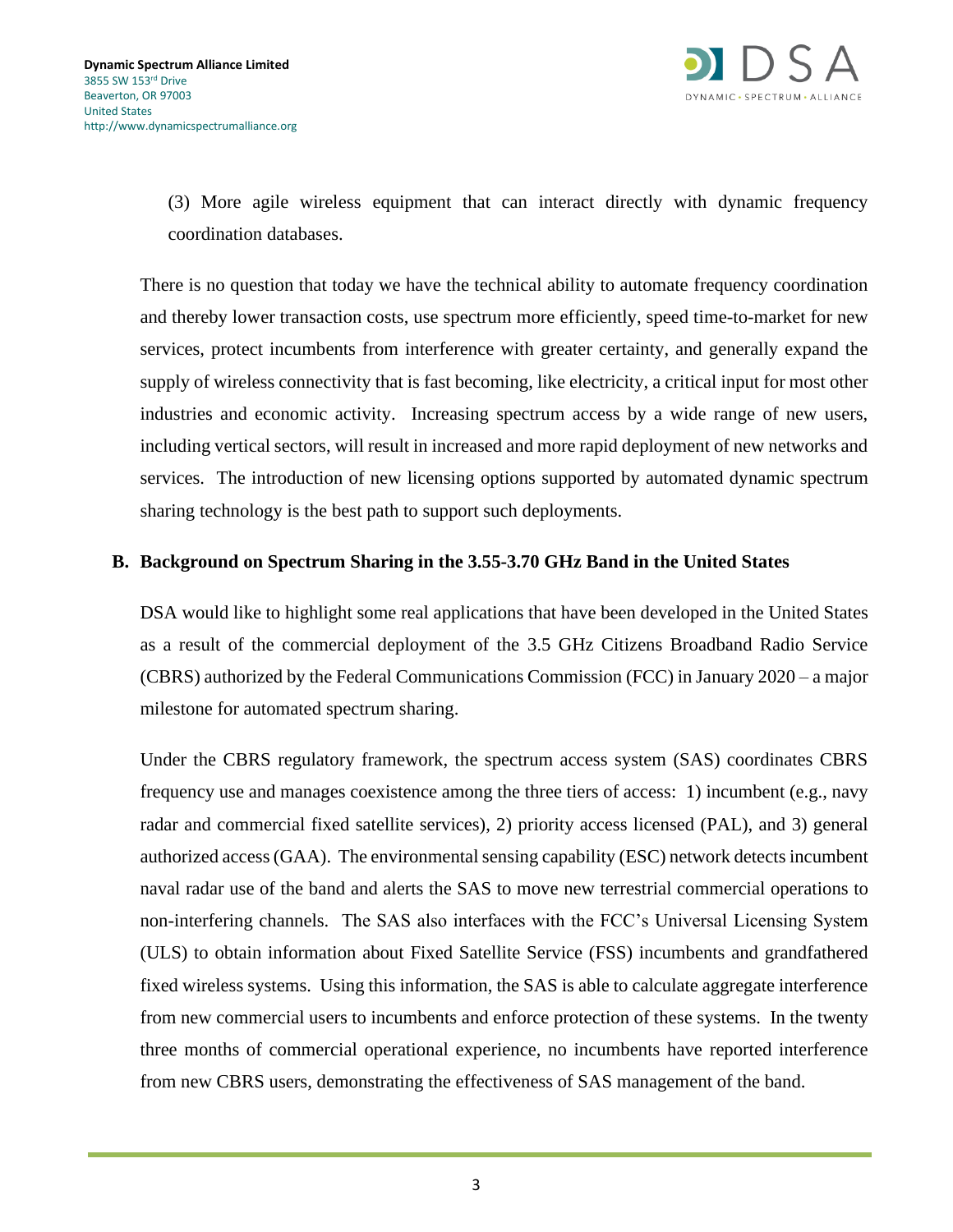(3) More agile wireless equipment that can interact directly with dynamic frequency coordination databases.

There is no question that today we have the technical ability to automate frequency coordination and thereby lower transaction costs, use spectrum more efficiently, speed time-to-market for new services, protect incumbents from interference with greater certainty, and generally expand the supply of wireless connectivity that is fast becoming, like electricity, a critical input for most other industries and economic activity. Increasing spectrum access by a wide range of new users, including vertical sectors, will result in increased and more rapid deployment of new networks and services. The introduction of new licensing options supported by automated dynamic spectrum sharing technology is the best path to support such deployments.

## B. Background on Spectrum Sharing in the 3.55-3.70 GHz Band in the United States

DSA would like to highlight some real applications that have been developed in the United States as a result of the commercial deployment of the 3.5 GHz Citizens Broadband Radio Service (CBRS) authorized by the Federal Communications Commission (FCC) in January 2020 – a major milestone for automated spectrum sharing.

Under the CBRS regulatory framework, the spectrum access system (SAS) coordinates CBRS frequency use and manages coexistence among the three tiers of access: 1) incumbent (e.g., navy radar and commercial fixed satellite services), 2) priority access licensed (PAL), and 3) general authorized access (GAA). The environmental sensing capability (ESC) network detects incumbent naval radar use of the band and alerts the SAS to move new terrestrial commercial operations to non-interfering channels. The SAS also interfaces with the FCC's Universal Licensing System (ULS) to obtain information about Fixed Satellite Service (FSS) incumbents and grandfathered fixed wireless systems. Using this information, the SAS is able to calculate aggregate interference from new commercial users to incumbents and enforce protection of these systems. In the twenty three months of commercial operational experience, no incumbents have reported interference from new CBRS users, demonstrating the effectiveness of SAS management of the band.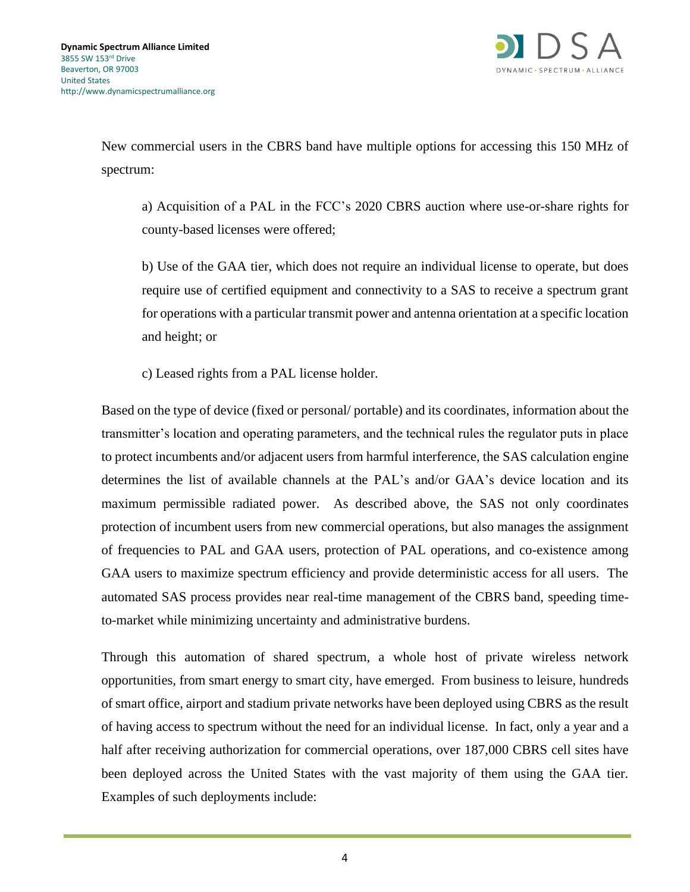New commercial users in the CBRS band have multiple options for accessing this 150 MHz of spectrum:

a) Acquisition of a PAL in the FCC's 2020 CBRS auction where use-or-share rights for county-based licenses were offered;

b) Use of the GAA tier, which does not require an individual license to operate, but does require use of certified equipment and connectivity to a SAS to receive a spectrum grant for operations with a particular transmit power and antenna orientation at a specific location and height; or

c) Leased rights from a PAL license holder.

Based on the type of device (fixed or personal/ portable) and its coordinates, information about the transmitter's location and operating parameters, and the technical rules the regulator puts in place to protect incumbents and/or adjacent users from harmful interference, the SAS calculation engine determines the list of available channels at the PAL's and/or GAA's device location and its maximum permissible radiated power. As described above, the SAS not only coordinates protection of incumbent users from new commercial operations, but also manages the assignment of frequencies to PAL and GAA users, protection of PAL operations, and co-existence among GAA users to maximize spectrum efficiency and provide deterministic access for all users. The automated SAS process provides near real-time management of the CBRS band, speeding time-to-market while minimizing uncertainty and administrative burdens.

Through this automation of shared spectrum, a whole host of private wireless network opportunities, from smart energy to smart city, have emerged. From business to leisure, hundreds of smart office, airport and stadium private networks have been deployed using CBRS as the result of having access to spectrum without the need for an individual license. In fact, only a year and a half after receiving authorization for commercial operations, over 187,000 CBRS cell sites have been deployed across the United States with the vast majority of them using the GAA tier. Examples of such deployments include: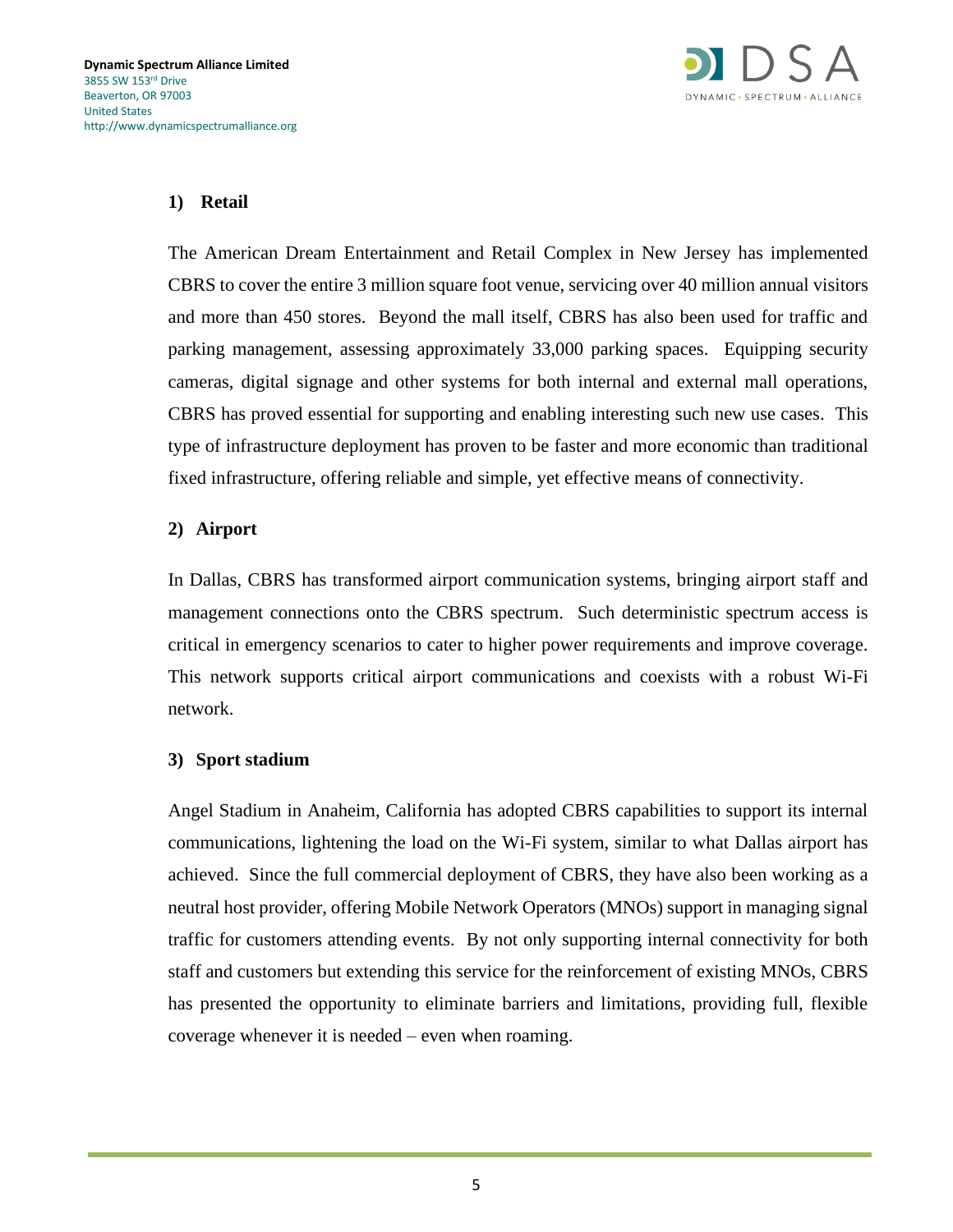### 1) Retail

The American Dream Entertainment and Retail Complex in New Jersey has implemented CBRS to cover the entire 3 million square foot venue, servicing over 40 million annual visitors and more than 450 stores. Beyond the mall itself, CBRS has also been used for traffic and parking management, assessing approximately 33,000 parking spaces. Equipping security cameras, digital signage and other systems for both internal and external mall operations, CBRS has proved essential for supporting and enabling interesting such new use cases. This type of infrastructure deployment has proven to be faster and more economic than traditional fixed infrastructure, offering reliable and simple, yet effective means of connectivity.

### 2) Airport

In Dallas, CBRS has transformed airport communication systems, bringing airport staff and management connections onto the CBRS spectrum. Such deterministic spectrum access is critical in emergency scenarios to cater to higher power requirements and improve coverage. This network supports critical airport communications and coexists with a robust Wi-Fi network.

### 3) Sport stadium

Angel Stadium in Anaheim, California has adopted CBRS capabilities to support its internal communications, lightening the load on the Wi-Fi system, similar to what Dallas airport has achieved. Since the full commercial deployment of CBRS, they have also been working as a neutral host provider, offering Mobile Network Operators (MNOs) support in managing signal traffic for customers attending events. By not only supporting internal connectivity for both staff and customers but extending this service for the reinforcement of existing MNOs, CBRS has presented the opportunity to eliminate barriers and limitations, providing full, flexible coverage whenever it is needed – even when roaming.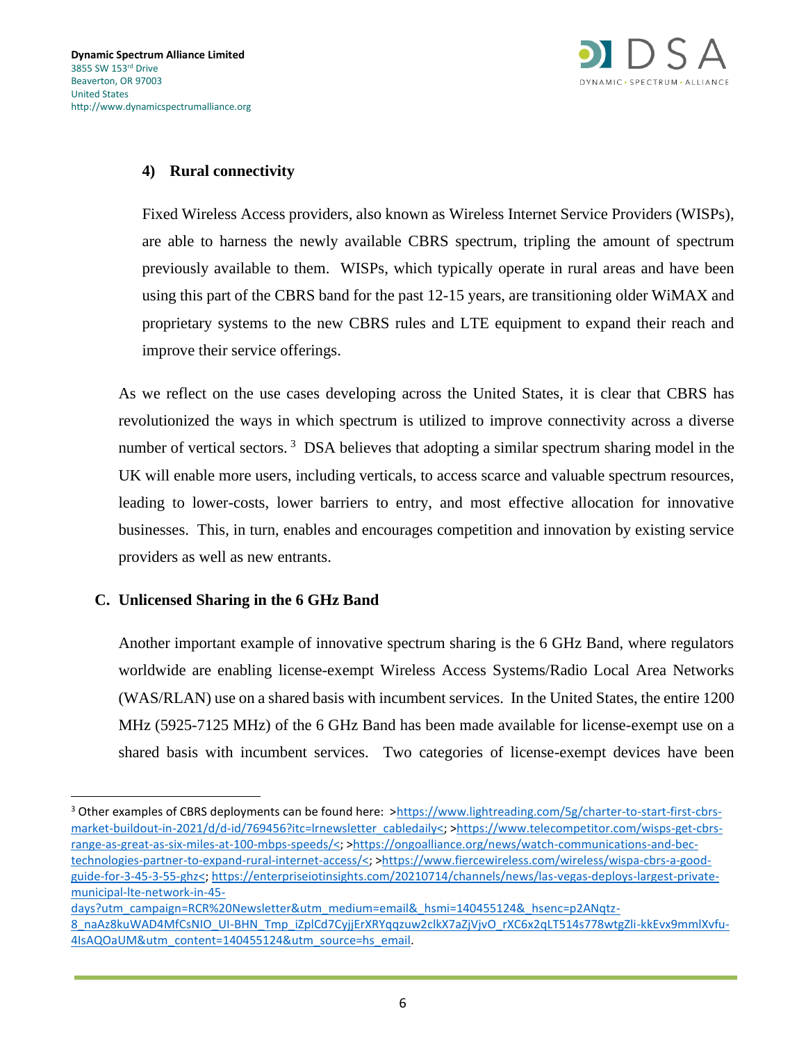#### 4) Rural connectivity

Fixed Wireless Access providers, also known as Wireless Internet Service Providers (WISPs), are able to harness the newly available CBRS spectrum, tripling the amount of spectrum previously available to them. WISPs, which typically operate in rural areas and have been using this part of the CBRS band for the past 12-15 years, are transitioning older WiMAX and proprietary systems to the new CBRS rules and LTE equipment to expand their reach and improve their service offerings.

As we reflect on the use cases developing across the United States, it is clear that CBRS has revolutionized the ways in which spectrum is utilized to improve connectivity across a diverse number of vertical sectors.[3] DSA believes that adopting a similar spectrum sharing model in the UK will enable more users, including verticals, to access scarce and valuable spectrum resources, leading to lower-costs, lower barriers to entry, and most effective allocation for innovative businesses. This, in turn, enables and encourages competition and innovation by existing service providers as well as new entrants.

### C. Unlicensed Sharing in the 6 GHz Band

Another important example of innovative spectrum sharing is the 6 GHz Band, where regulators worldwide are enabling license-exempt Wireless Access Systems/Radio Local Area Networks (WAS/RLAN) use on a shared basis with incumbent services. In the United States, the entire 1200 MHz (5925-7125 MHz) of the 6 GHz Band has been made available for license-exempt use on a shared basis with incumbent services. Two categories of license-exempt devices have been

---

[3] Other examples of CBRS deployments can be found here: >https://www.lightreading.com/5g/charter-to-start-first-cbrs-market-buildout-in-2021/d/d-id/769456?itc=lrnewsletter_cabledaily<; >https://www.telecompetitor.com/wisps-get-cbrs-range-as-great-as-six-miles-at-100-mbps-speeds/<; >https://ongoalliance.org/news/watch-communications-and-bec-technologies-partner-to-expand-rural-internet-access/<; >https://www.fiercewireless.com/wireless/wispa-cbrs-a-good-guide-for-3-45-3-55-ghz<; https://enterpriseiotinsights.com/20210714/channels/news/las-vegas-deploys-largest-private-municipal-lte-network-in-45-days?utm_campaign=RCR%20Newsletter&utm_medium=email&_hsmi=140455124&_hsenc=p2ANqtz-8_naAz8kuWAD4MfCsNIO_UI-BHN_Tmp_iZplCd7CyjjErXRYqqzuw2clkX7aZjVjvO_rXC6x2qLT514s778wtgZli-kkEvx9mmlXvfu-4IsAQOaUM&utm_content=140455124&utm_source=hs_email.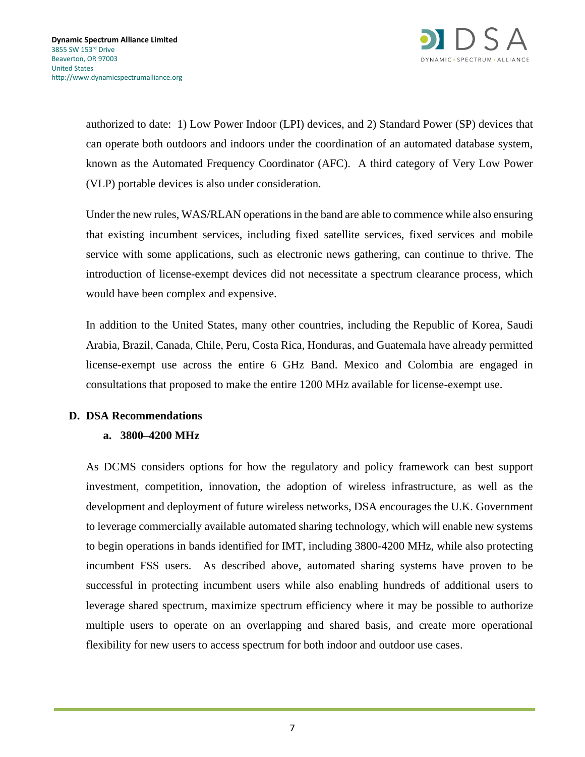authorized to date: 1) Low Power Indoor (LPI) devices, and 2) Standard Power (SP) devices that can operate both outdoors and indoors under the coordination of an automated database system, known as the Automated Frequency Coordinator (AFC). A third category of Very Low Power (VLP) portable devices is also under consideration.

Under the new rules, WAS/RLAN operations in the band are able to commence while also ensuring that existing incumbent services, including fixed satellite services, fixed services and mobile service with some applications, such as electronic news gathering, can continue to thrive. The introduction of license-exempt devices did not necessitate a spectrum clearance process, which would have been complex and expensive.

In addition to the United States, many other countries, including the Republic of Korea, Saudi Arabia, Brazil, Canada, Chile, Peru, Costa Rica, Honduras, and Guatemala have already permitted license-exempt use across the entire 6 GHz Band. Mexico and Colombia are engaged in consultations that proposed to make the entire 1200 MHz available for license-exempt use.

## D. DSA Recommendations

### a. 3800–4200 MHz

As DCMS considers options for how the regulatory and policy framework can best support investment, competition, innovation, the adoption of wireless infrastructure, as well as the development and deployment of future wireless networks, DSA encourages the U.K. Government to leverage commercially available automated sharing technology, which will enable new systems to begin operations in bands identified for IMT, including 3800-4200 MHz, while also protecting incumbent FSS users. As described above, automated sharing systems have proven to be successful in protecting incumbent users while also enabling hundreds of additional users to leverage shared spectrum, maximize spectrum efficiency where it may be possible to authorize multiple users to operate on an overlapping and shared basis, and create more operational flexibility for new users to access spectrum for both indoor and outdoor use cases.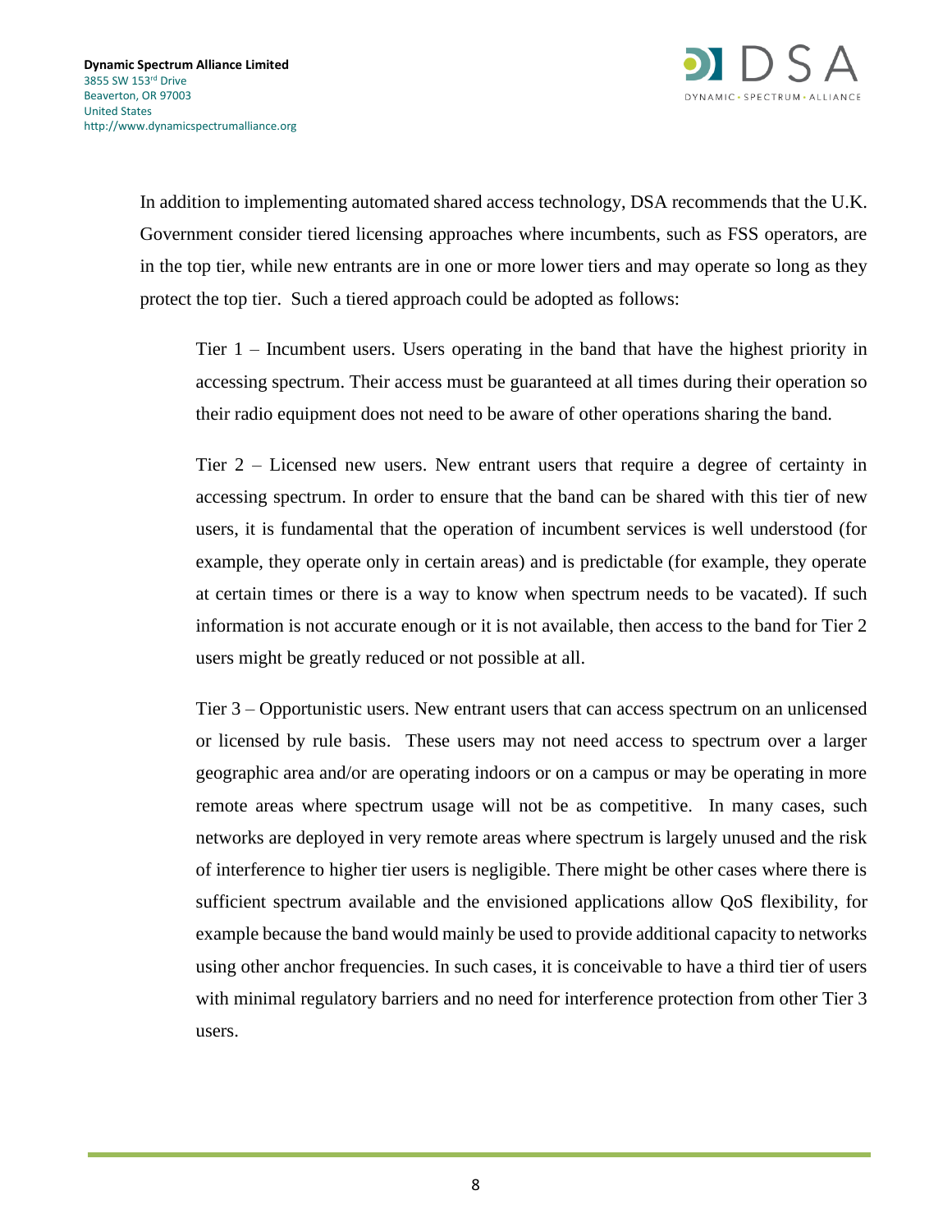In addition to implementing automated shared access technology, DSA recommends that the U.K. Government consider tiered licensing approaches where incumbents, such as FSS operators, are in the top tier, while new entrants are in one or more lower tiers and may operate so long as they protect the top tier. Such a tiered approach could be adopted as follows:

> Tier 1 – Incumbent users. Users operating in the band that have the highest priority in accessing spectrum. Their access must be guaranteed at all times during their operation so their radio equipment does not need to be aware of other operations sharing the band.
>
> Tier 2 – Licensed new users. New entrant users that require a degree of certainty in accessing spectrum. In order to ensure that the band can be shared with this tier of new users, it is fundamental that the operation of incumbent services is well understood (for example, they operate only in certain areas) and is predictable (for example, they operate at certain times or there is a way to know when spectrum needs to be vacated). If such information is not accurate enough or it is not available, then access to the band for Tier 2 users might be greatly reduced or not possible at all.
>
> Tier 3 – Opportunistic users. New entrant users that can access spectrum on an unlicensed or licensed by rule basis. These users may not need access to spectrum over a larger geographic area and/or are operating indoors or on a campus or may be operating in more remote areas where spectrum usage will not be as competitive. In many cases, such networks are deployed in very remote areas where spectrum is largely unused and the risk of interference to higher tier users is negligible. There might be other cases where there is sufficient spectrum available and the envisioned applications allow QoS flexibility, for example because the band would mainly be used to provide additional capacity to networks using other anchor frequencies. In such cases, it is conceivable to have a third tier of users with minimal regulatory barriers and no need for interference protection from other Tier 3 users.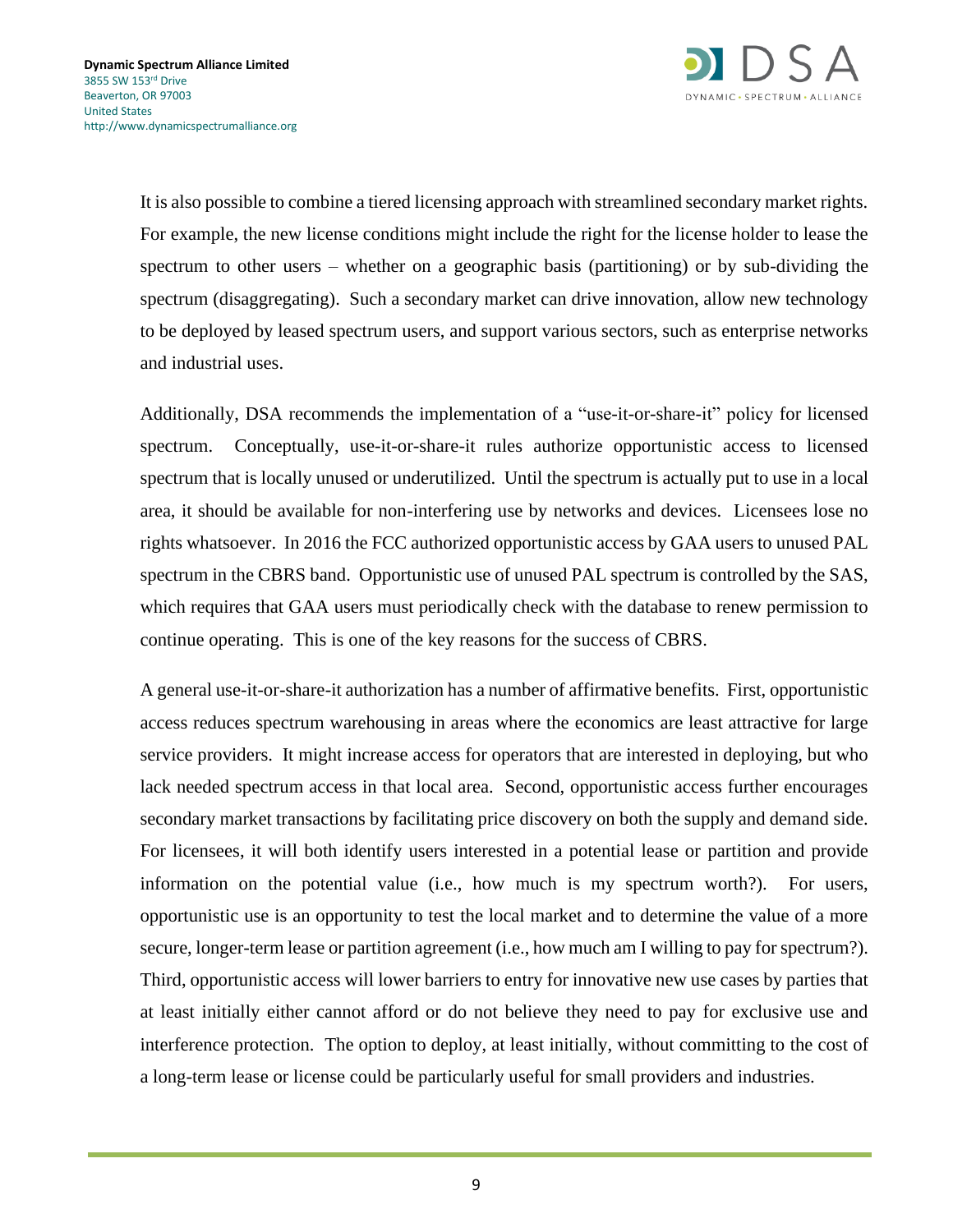It is also possible to combine a tiered licensing approach with streamlined secondary market rights. For example, the new license conditions might include the right for the license holder to lease the spectrum to other users – whether on a geographic basis (partitioning) or by sub-dividing the spectrum (disaggregating). Such a secondary market can drive innovation, allow new technology to be deployed by leased spectrum users, and support various sectors, such as enterprise networks and industrial uses.

Additionally, DSA recommends the implementation of a "use-it-or-share-it" policy for licensed spectrum. Conceptually, use-it-or-share-it rules authorize opportunistic access to licensed spectrum that is locally unused or underutilized. Until the spectrum is actually put to use in a local area, it should be available for non-interfering use by networks and devices. Licensees lose no rights whatsoever. In 2016 the FCC authorized opportunistic access by GAA users to unused PAL spectrum in the CBRS band. Opportunistic use of unused PAL spectrum is controlled by the SAS, which requires that GAA users must periodically check with the database to renew permission to continue operating. This is one of the key reasons for the success of CBRS.

A general use-it-or-share-it authorization has a number of affirmative benefits. First, opportunistic access reduces spectrum warehousing in areas where the economics are least attractive for large service providers. It might increase access for operators that are interested in deploying, but who lack needed spectrum access in that local area. Second, opportunistic access further encourages secondary market transactions by facilitating price discovery on both the supply and demand side. For licensees, it will both identify users interested in a potential lease or partition and provide information on the potential value (i.e., how much is my spectrum worth?). For users, opportunistic use is an opportunity to test the local market and to determine the value of a more secure, longer-term lease or partition agreement (i.e., how much am I willing to pay for spectrum?). Third, opportunistic access will lower barriers to entry for innovative new use cases by parties that at least initially either cannot afford or do not believe they need to pay for exclusive use and interference protection. The option to deploy, at least initially, without committing to the cost of a long-term lease or license could be particularly useful for small providers and industries.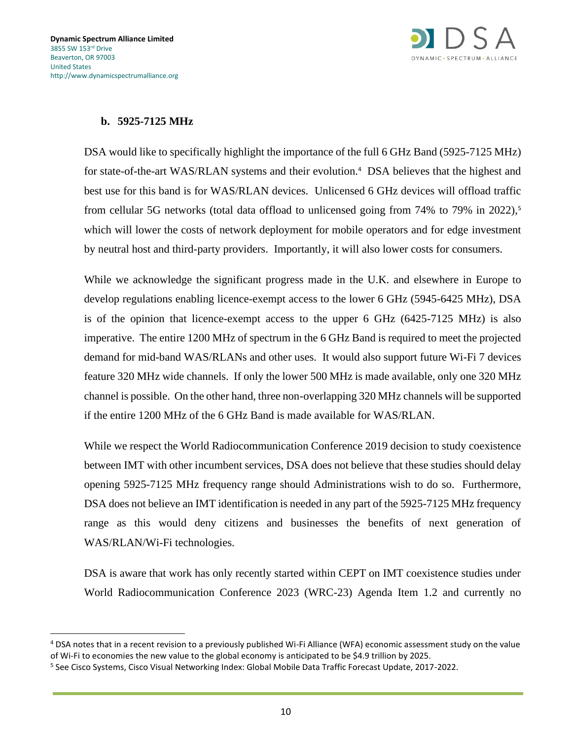### b. 5925-7125 MHz

DSA would like to specifically highlight the importance of the full 6 GHz Band (5925-7125 MHz) for state-of-the-art WAS/RLAN systems and their evolution.[4] DSA believes that the highest and best use for this band is for WAS/RLAN devices. Unlicensed 6 GHz devices will offload traffic from cellular 5G networks (total data offload to unlicensed going from 74% to 79% in 2022),[5] which will lower the costs of network deployment for mobile operators and for edge investment by neutral host and third-party providers. Importantly, it will also lower costs for consumers.

While we acknowledge the significant progress made in the U.K. and elsewhere in Europe to develop regulations enabling licence-exempt access to the lower 6 GHz (5945-6425 MHz), DSA is of the opinion that licence-exempt access to the upper 6 GHz (6425-7125 MHz) is also imperative. The entire 1200 MHz of spectrum in the 6 GHz Band is required to meet the projected demand for mid-band WAS/RLANs and other uses. It would also support future Wi-Fi 7 devices feature 320 MHz wide channels. If only the lower 500 MHz is made available, only one 320 MHz channel is possible. On the other hand, three non-overlapping 320 MHz channels will be supported if the entire 1200 MHz of the 6 GHz Band is made available for WAS/RLAN.

While we respect the World Radiocommunication Conference 2019 decision to study coexistence between IMT with other incumbent services, DSA does not believe that these studies should delay opening 5925-7125 MHz frequency range should Administrations wish to do so. Furthermore, DSA does not believe an IMT identification is needed in any part of the 5925-7125 MHz frequency range as this would deny citizens and businesses the benefits of next generation of WAS/RLAN/Wi-Fi technologies.

DSA is aware that work has only recently started within CEPT on IMT coexistence studies under World Radiocommunication Conference 2023 (WRC-23) Agenda Item 1.2 and currently no

---

[4] DSA notes that in a recent revision to a previously published Wi-Fi Alliance (WFA) economic assessment study on the value of Wi-Fi to economies the new value to the global economy is anticipated to be $4.9 trillion by 2025.

[5] See Cisco Systems, Cisco Visual Networking Index: Global Mobile Data Traffic Forecast Update, 2017-2022.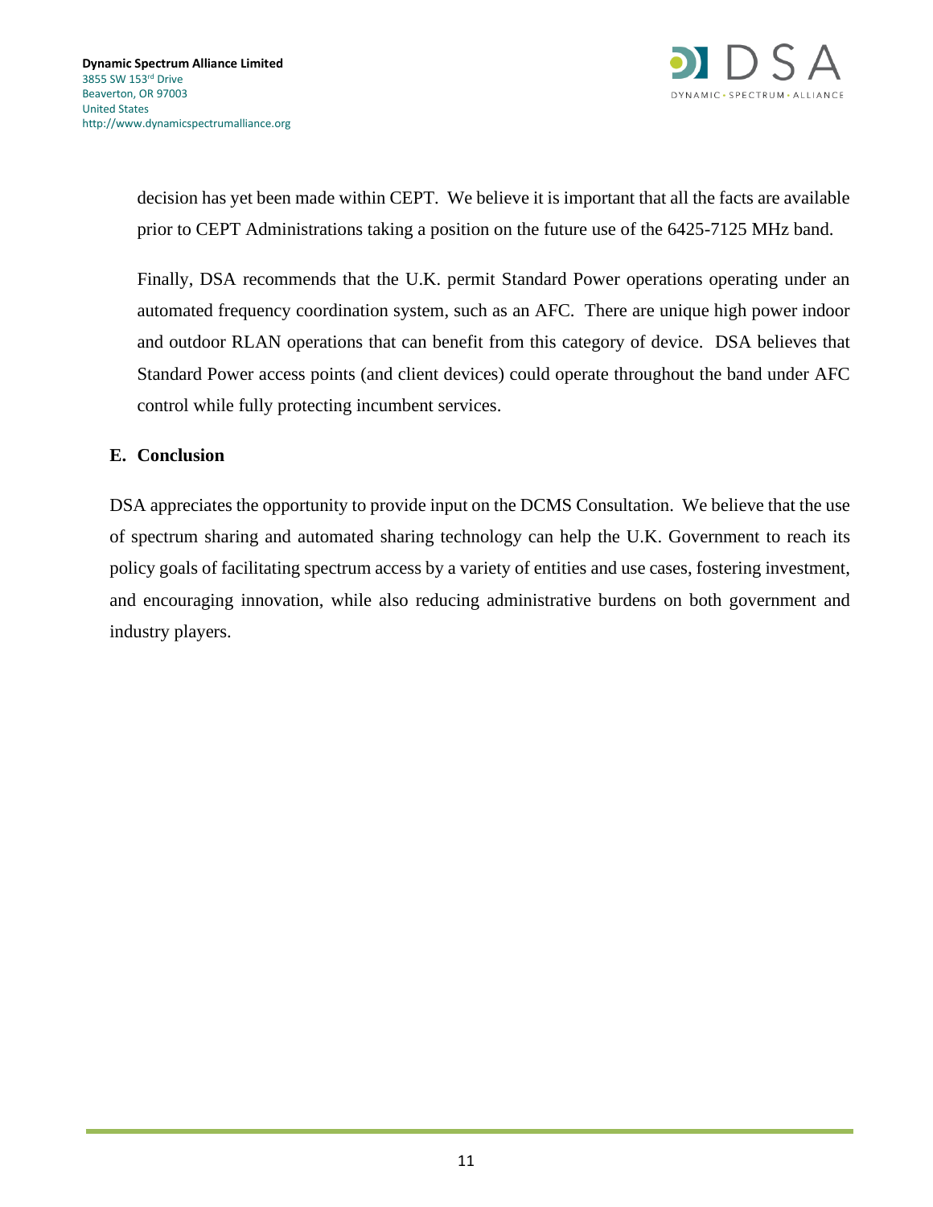decision has yet been made within CEPT. We believe it is important that all the facts are available prior to CEPT Administrations taking a position on the future use of the 6425-7125 MHz band.

Finally, DSA recommends that the U.K. permit Standard Power operations operating under an automated frequency coordination system, such as an AFC. There are unique high power indoor and outdoor RLAN operations that can benefit from this category of device. DSA believes that Standard Power access points (and client devices) could operate throughout the band under AFC control while fully protecting incumbent services.

## E. Conclusion

DSA appreciates the opportunity to provide input on the DCMS Consultation. We believe that the use of spectrum sharing and automated sharing technology can help the U.K. Government to reach its policy goals of facilitating spectrum access by a variety of entities and use cases, fostering investment, and encouraging innovation, while also reducing administrative burdens on both government and industry players.